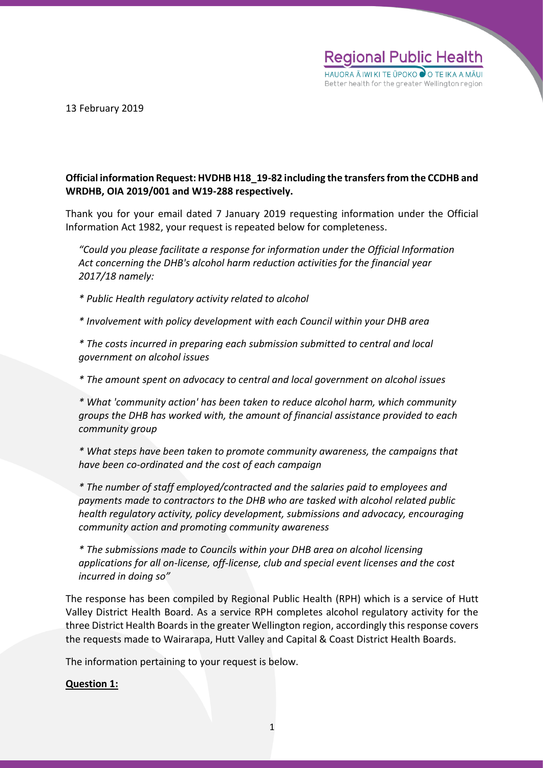Regional Public Health
HAUORA Ā IWI KI TE ŪPOKO O TE IKA A MĀUI
Better health for the greater Wellington region

13 February 2019

**Official information Request: HVDHB H18_19-82 including the transfers from the CCDHB and WRDHB, OIA 2019/001 and W19-288 respectively.**

Thank you for your email dated 7 January 2019 requesting information under the Official Information Act 1982, your request is repeated below for completeness.

> *"Could you please facilitate a response for information under the Official Information Act concerning the DHB's alcohol harm reduction activities for the financial year 2017/18 namely:*
>
> ** Public Health regulatory activity related to alcohol*
>
> ** Involvement with policy development with each Council within your DHB area*
>
> ** The costs incurred in preparing each submission submitted to central and local government on alcohol issues*
>
> ** The amount spent on advocacy to central and local government on alcohol issues*
>
> ** What 'community action' has been taken to reduce alcohol harm, which community groups the DHB has worked with, the amount of financial assistance provided to each community group*
>
> ** What steps have been taken to promote community awareness, the campaigns that have been co-ordinated and the cost of each campaign*
>
> ** The number of staff employed/contracted and the salaries paid to employees and payments made to contractors to the DHB who are tasked with alcohol related public health regulatory activity, policy development, submissions and advocacy, encouraging community action and promoting community awareness*
>
> ** The submissions made to Councils within your DHB area on alcohol licensing applications for all on-license, off-license, club and special event licenses and the cost incurred in doing so"*

The response has been compiled by Regional Public Health (RPH) which is a service of Hutt Valley District Health Board. As a service RPH completes alcohol regulatory activity for the three District Health Boards in the greater Wellington region, accordingly this response covers the requests made to Wairarapa, Hutt Valley and Capital & Coast District Health Boards.

The information pertaining to your request is below.

**<u>Question 1:</u>**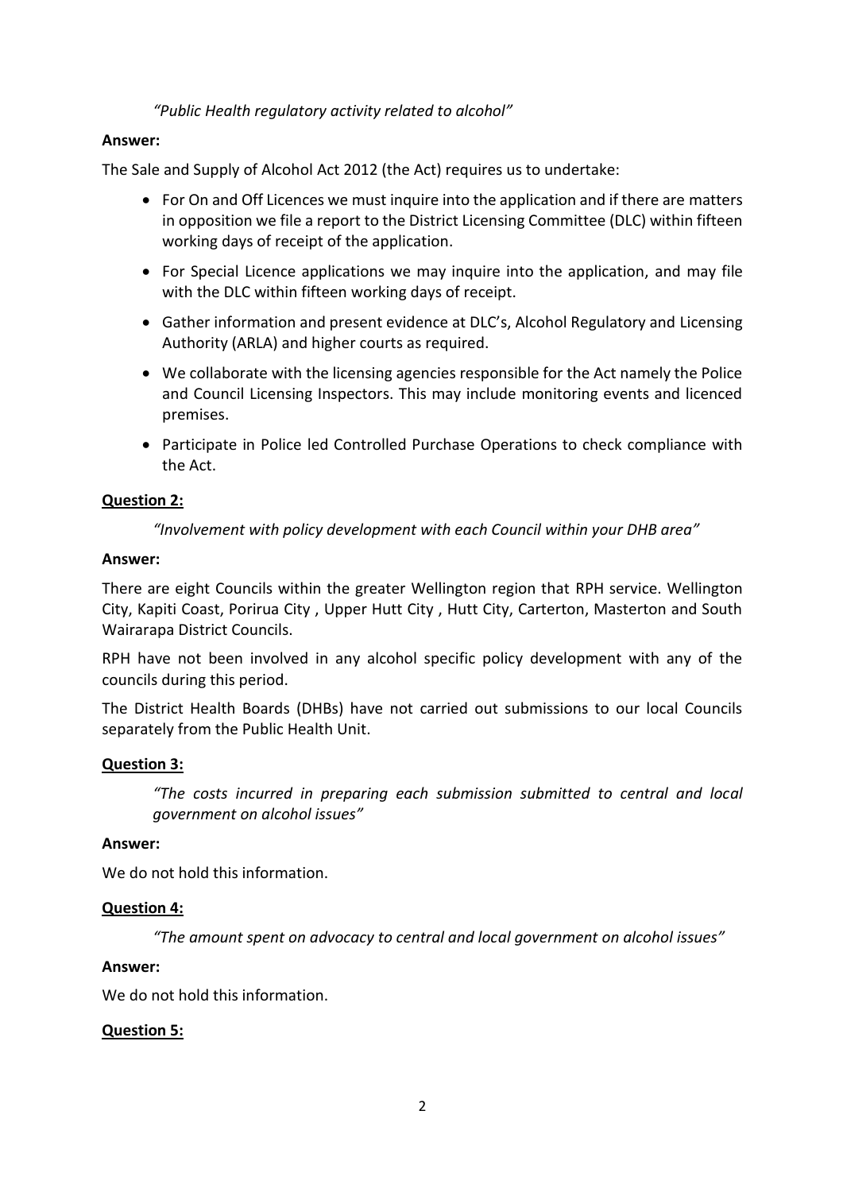*"Public Health regulatory activity related to alcohol"*

**Answer:**

The Sale and Supply of Alcohol Act 2012 (the Act) requires us to undertake:

- For On and Off Licences we must inquire into the application and if there are matters in opposition we file a report to the District Licensing Committee (DLC) within fifteen working days of receipt of the application.
- For Special Licence applications we may inquire into the application, and may file with the DLC within fifteen working days of receipt.
- Gather information and present evidence at DLC's, Alcohol Regulatory and Licensing Authority (ARLA) and higher courts as required.
- We collaborate with the licensing agencies responsible for the Act namely the Police and Council Licensing Inspectors. This may include monitoring events and licenced premises.
- Participate in Police led Controlled Purchase Operations to check compliance with the Act.

**Question 2:**

*"Involvement with policy development with each Council within your DHB area"*

**Answer:**

There are eight Councils within the greater Wellington region that RPH service. Wellington City, Kapiti Coast, Porirua City , Upper Hutt City , Hutt City, Carterton, Masterton and South Wairarapa District Councils.

RPH have not been involved in any alcohol specific policy development with any of the councils during this period.

The District Health Boards (DHBs) have not carried out submissions to our local Councils separately from the Public Health Unit.

**Question 3:**

*"The costs incurred in preparing each submission submitted to central and local government on alcohol issues"*

**Answer:**

We do not hold this information.

**Question 4:**

*"The amount spent on advocacy to central and local government on alcohol issues"*

**Answer:**

We do not hold this information.

**Question 5:**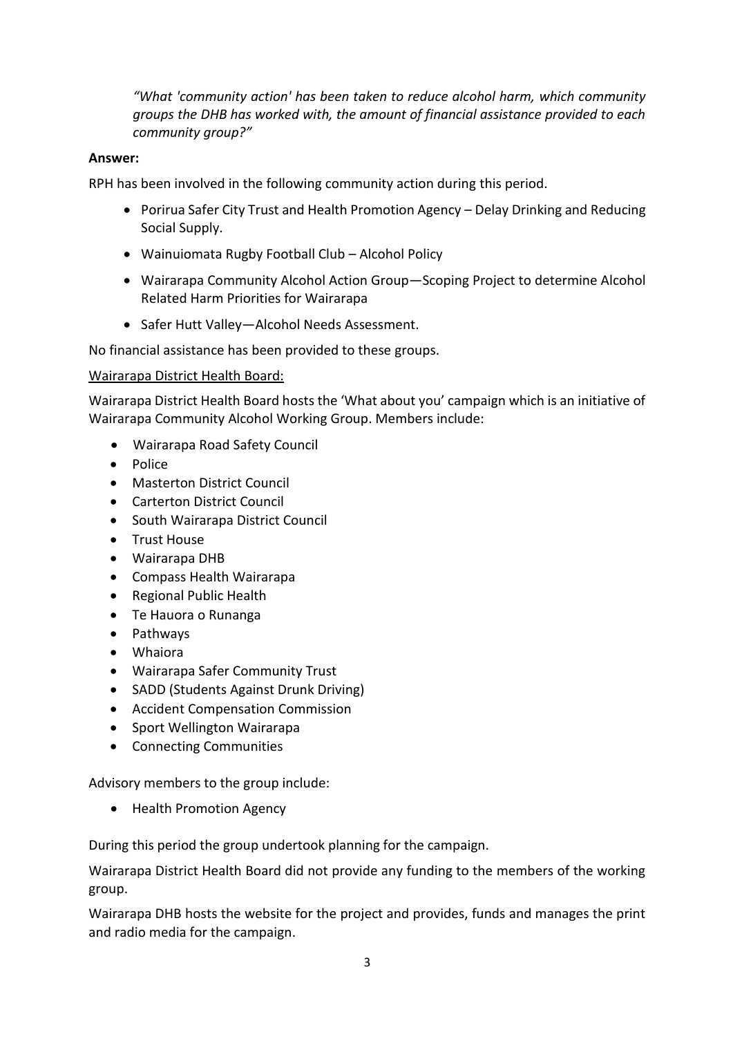*"What 'community action' has been taken to reduce alcohol harm, which community groups the DHB has worked with, the amount of financial assistance provided to each community group?"*

**Answer:**

RPH has been involved in the following community action during this period.

- Porirua Safer City Trust and Health Promotion Agency – Delay Drinking and Reducing Social Supply.
- Wainuiomata Rugby Football Club – Alcohol Policy
- Wairarapa Community Alcohol Action Group—Scoping Project to determine Alcohol Related Harm Priorities for Wairarapa
- Safer Hutt Valley—Alcohol Needs Assessment.

No financial assistance has been provided to these groups.

<u>Wairarapa District Health Board:</u>

Wairarapa District Health Board hosts the 'What about you' campaign which is an initiative of Wairarapa Community Alcohol Working Group. Members include:

- Wairarapa Road Safety Council
- Police
- Masterton District Council
- Carterton District Council
- South Wairarapa District Council
- Trust House
- Wairarapa DHB
- Compass Health Wairarapa
- Regional Public Health
- Te Hauora o Runanga
- Pathways
- Whaiora
- Wairarapa Safer Community Trust
- SADD (Students Against Drunk Driving)
- Accident Compensation Commission
- Sport Wellington Wairarapa
- Connecting Communities

Advisory members to the group include:

- Health Promotion Agency

During this period the group undertook planning for the campaign.

Wairarapa District Health Board did not provide any funding to the members of the working group.

Wairarapa DHB hosts the website for the project and provides, funds and manages the print and radio media for the campaign.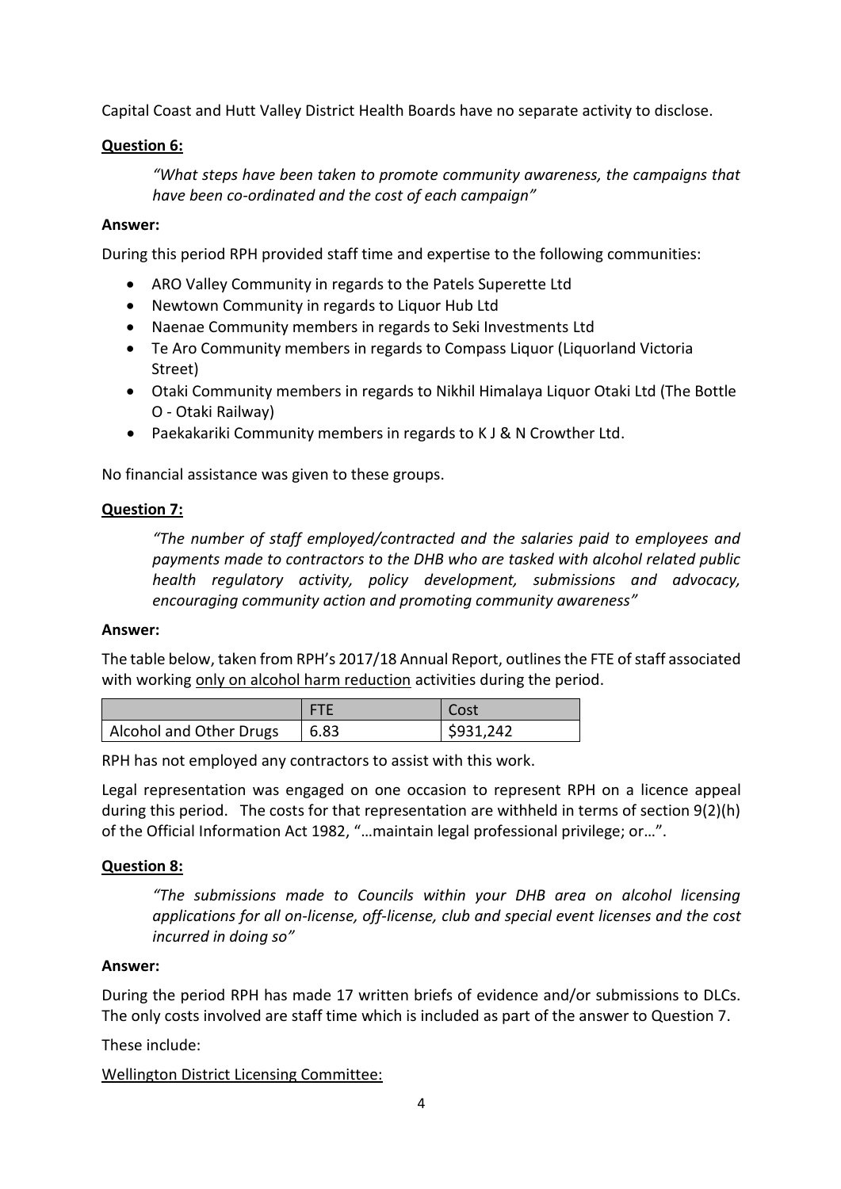Capital Coast and Hutt Valley District Health Boards have no separate activity to disclose.

**Question 6:**

> *"What steps have been taken to promote community awareness, the campaigns that have been co-ordinated and the cost of each campaign"*

**Answer:**

During this period RPH provided staff time and expertise to the following communities:

- ARO Valley Community in regards to the Patels Superette Ltd
- Newtown Community in regards to Liquor Hub Ltd
- Naenae Community members in regards to Seki Investments Ltd
- Te Aro Community members in regards to Compass Liquor (Liquorland Victoria Street)
- Otaki Community members in regards to Nikhil Himalaya Liquor Otaki Ltd (The Bottle O - Otaki Railway)
- Paekakariki Community members in regards to K J & N Crowther Ltd.

No financial assistance was given to these groups.

**Question 7:**

> *"The number of staff employed/contracted and the salaries paid to employees and payments made to contractors to the DHB who are tasked with alcohol related public health regulatory activity, policy development, submissions and advocacy, encouraging community action and promoting community awareness"*

**Answer:**

The table below, taken from RPH's 2017/18 Annual Report, outlines the FTE of staff associated with working <u>only on alcohol harm reduction</u> activities during the period.

| | FTE | Cost |
|---|---|---|
| Alcohol and Other Drugs | 6.83 | $931,242 |

RPH has not employed any contractors to assist with this work.

Legal representation was engaged on one occasion to represent RPH on a licence appeal during this period. The costs for that representation are withheld in terms of section 9(2)(h) of the Official Information Act 1982, "…maintain legal professional privilege; or…".

**Question 8:**

> *"The submissions made to Councils within your DHB area on alcohol licensing applications for all on-license, off-license, club and special event licenses and the cost incurred in doing so"*

**Answer:**

During the period RPH has made 17 written briefs of evidence and/or submissions to DLCs. The only costs involved are staff time which is included as part of the answer to Question 7.

These include:

<u>Wellington District Licensing Committee:</u>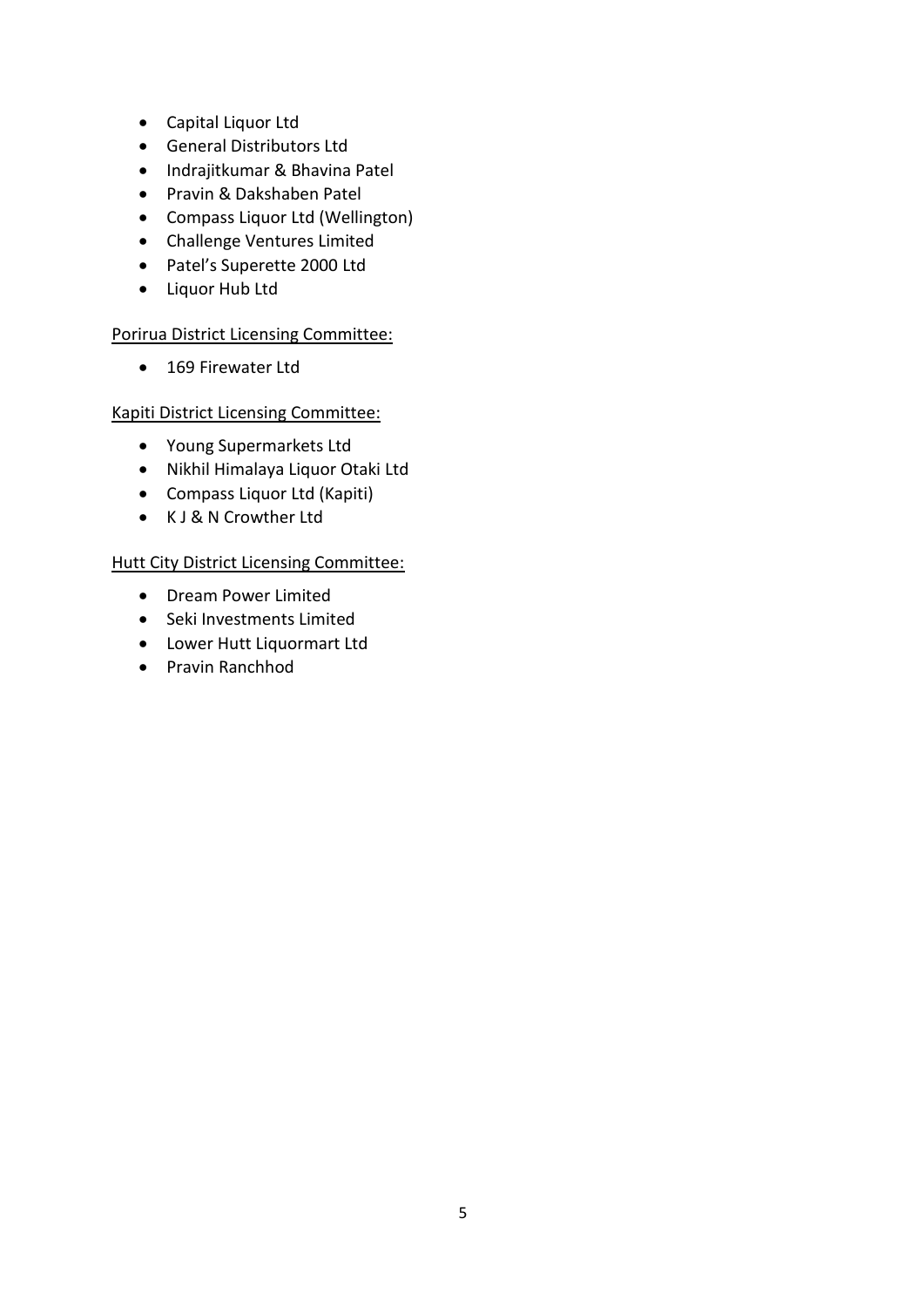- Capital Liquor Ltd
- General Distributors Ltd
- Indrajitkumar & Bhavina Patel
- Pravin & Dakshaben Patel
- Compass Liquor Ltd (Wellington)
- Challenge Ventures Limited
- Patel's Superette 2000 Ltd
- Liquor Hub Ltd

<u>Porirua District Licensing Committee:</u>

- 169 Firewater Ltd

<u>Kapiti District Licensing Committee:</u>

- Young Supermarkets Ltd
- Nikhil Himalaya Liquor Otaki Ltd
- Compass Liquor Ltd (Kapiti)
- K J & N Crowther Ltd

<u>Hutt City District Licensing Committee:</u>

- Dream Power Limited
- Seki Investments Limited
- Lower Hutt Liquormart Ltd
- Pravin Ranchhod